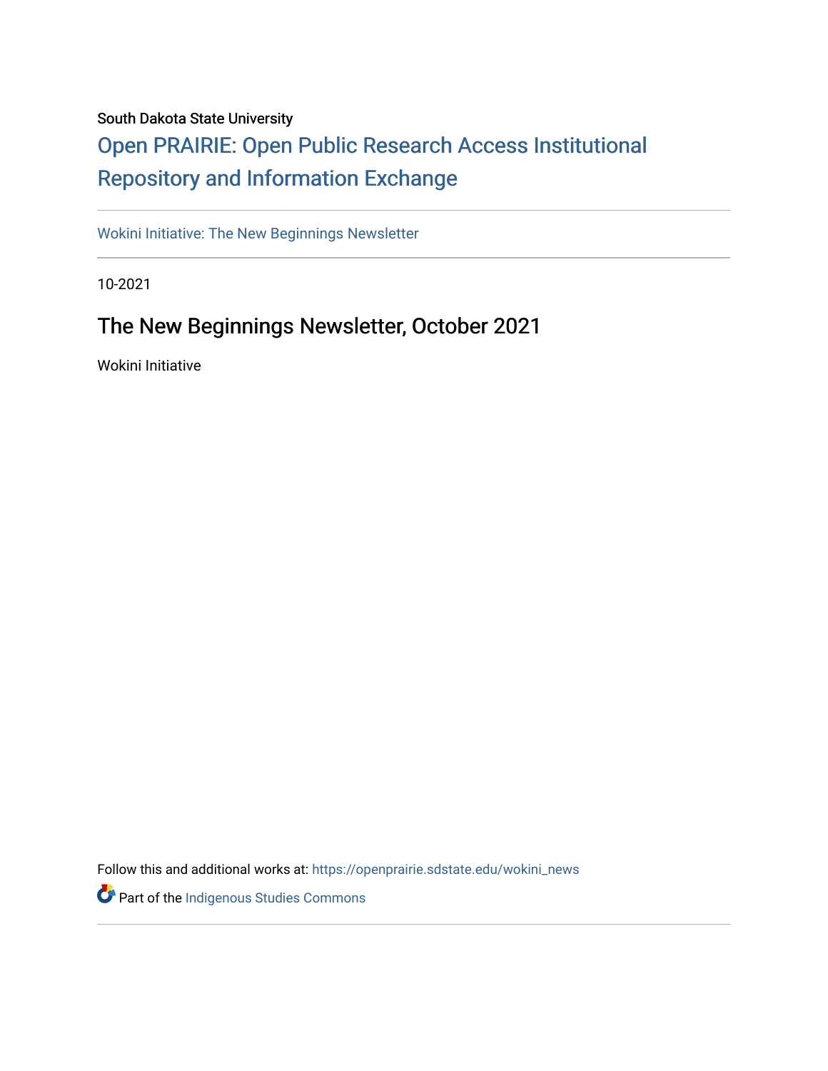South Dakota State University

# Open PRAIRIE: Open Public Research Access Institutional Repository and Information Exchange

Wokini Initiative: The New Beginnings Newsletter

10-2021

## The New Beginnings Newsletter, October 2021

Wokini Initiative

Follow this and additional works at: https://openprairie.sdstate.edu/wokini_news

Part of the Indigenous Studies Commons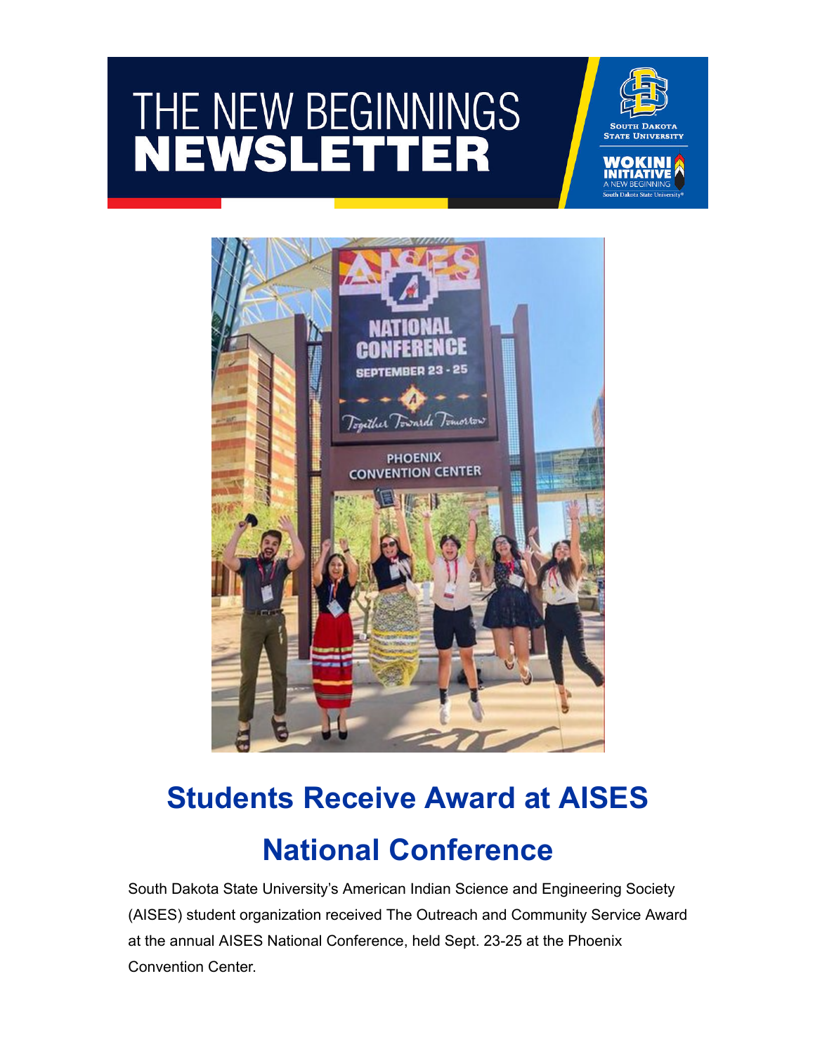# THE NEW BEGINNINGS NEWSLETTER

## Students Receive Award at AISES National Conference

South Dakota State University's American Indian Science and Engineering Society (AISES) student organization received The Outreach and Community Service Award at the annual AISES National Conference, held Sept. 23-25 at the Phoenix Convention Center.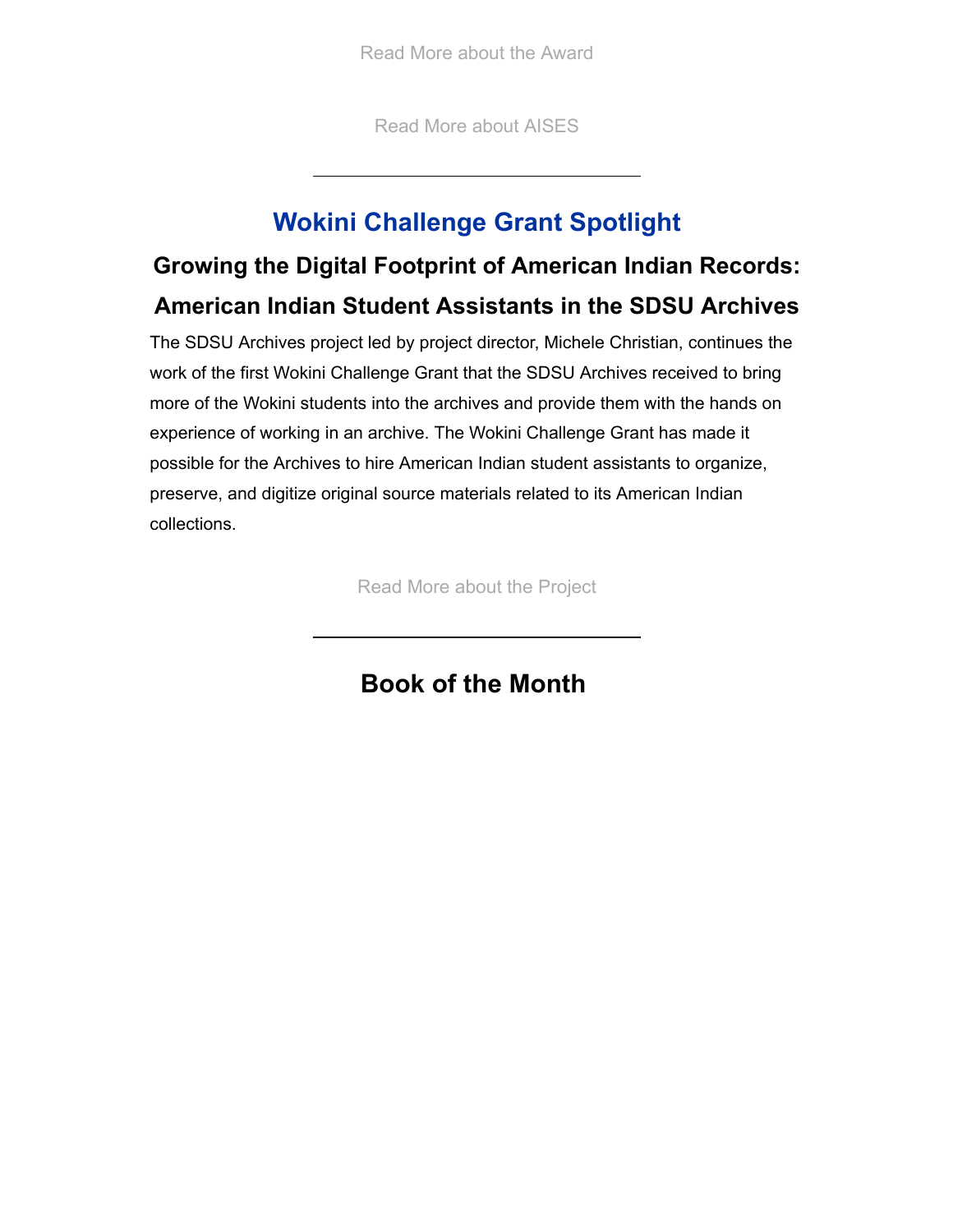Read More about the Award

Read More about AISES

---

## Wokini Challenge Grant Spotlight

### Growing the Digital Footprint of American Indian Records: American Indian Student Assistants in the SDSU Archives

The SDSU Archives project led by project director, Michele Christian, continues the work of the first Wokini Challenge Grant that the SDSU Archives received to bring more of the Wokini students into the archives and provide them with the hands on experience of working in an archive. The Wokini Challenge Grant has made it possible for the Archives to hire American Indian student assistants to organize, preserve, and digitize original source materials related to its American Indian collections.

Read More about the Project

---

## Book of the Month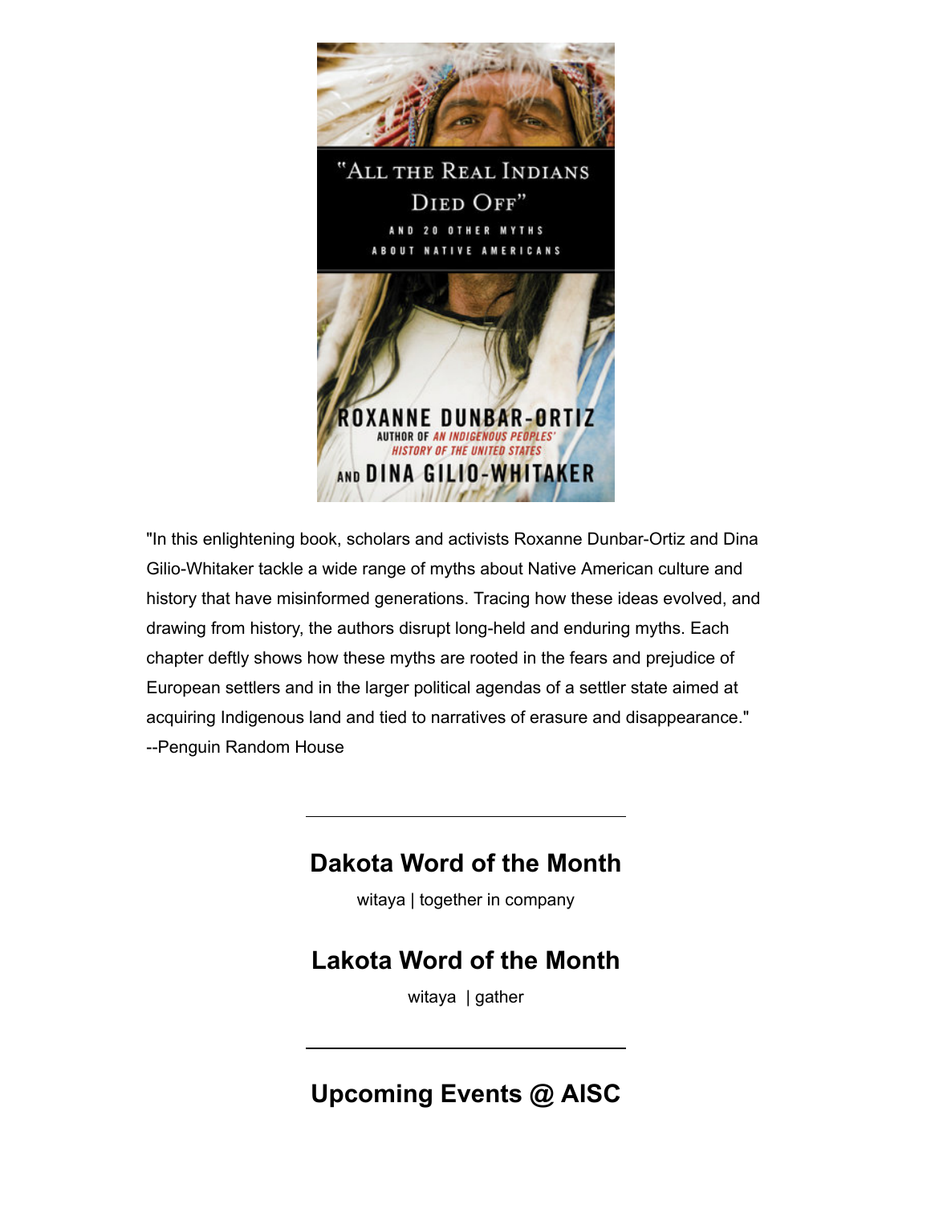"In this enlightening book, scholars and activists Roxanne Dunbar-Ortiz and Dina Gilio-Whitaker tackle a wide range of myths about Native American culture and history that have misinformed generations. Tracing how these ideas evolved, and drawing from history, the authors disrupt long-held and enduring myths. Each chapter deftly shows how these myths are rooted in the fears and prejudice of European settlers and in the larger political agendas of a settler state aimed at acquiring Indigenous land and tied to narratives of erasure and disappearance." --Penguin Random House

---

## Dakota Word of the Month

witaya | together in company

## Lakota Word of the Month

witaya | gather

---

## Upcoming Events @ AISC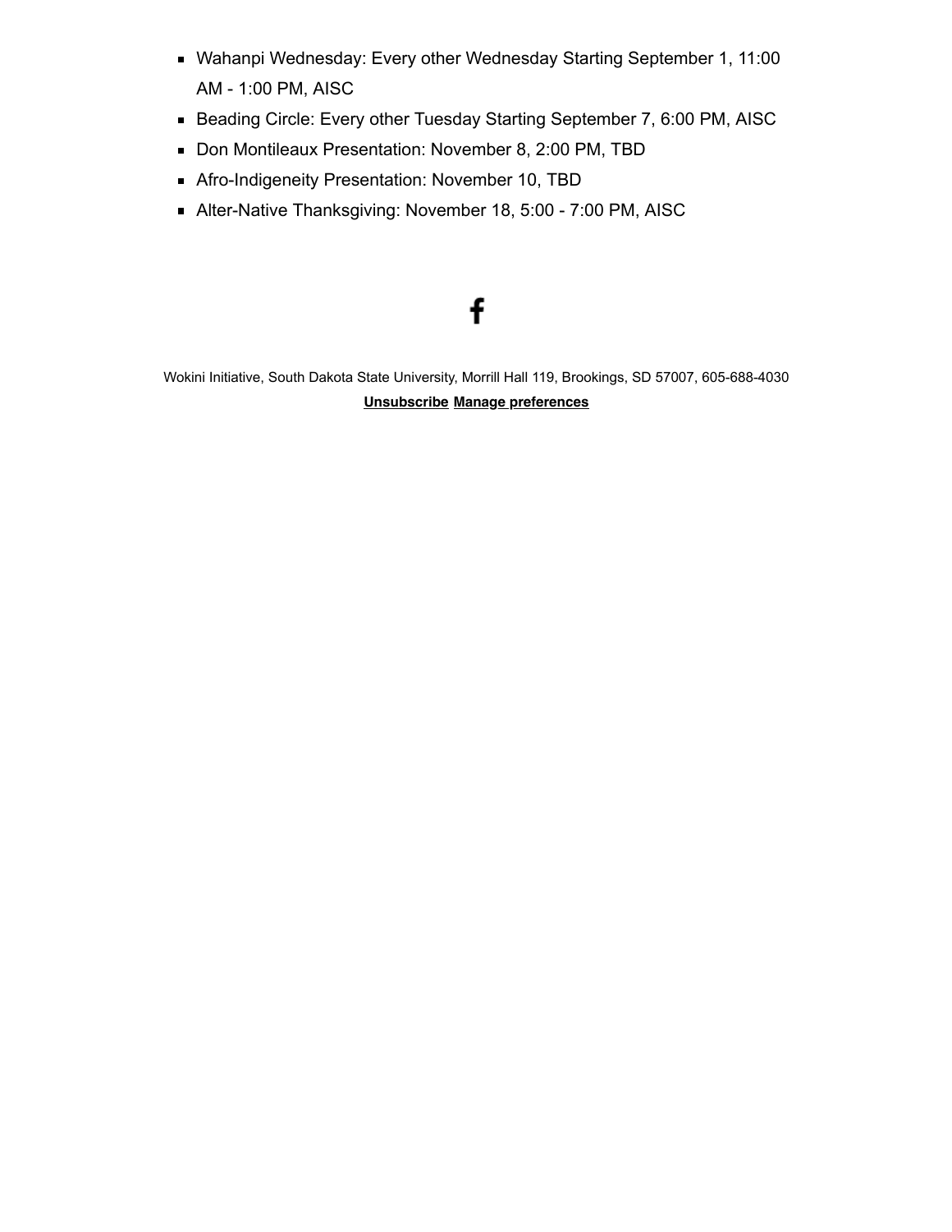- Wahanpi Wednesday: Every other Wednesday Starting September 1, 11:00 AM - 1:00 PM, AISC
- Beading Circle: Every other Tuesday Starting September 7, 6:00 PM, AISC
- Don Montileaux Presentation: November 8, 2:00 PM, TBD
- Afro-Indigeneity Presentation: November 10, TBD
- Alter-Native Thanksgiving: November 18, 5:00 - 7:00 PM, AISC

Wokini Initiative, South Dakota State University, Morrill Hall 119, Brookings, SD 57007, 605-688-4030

**Unsubscribe** **Manage preferences**